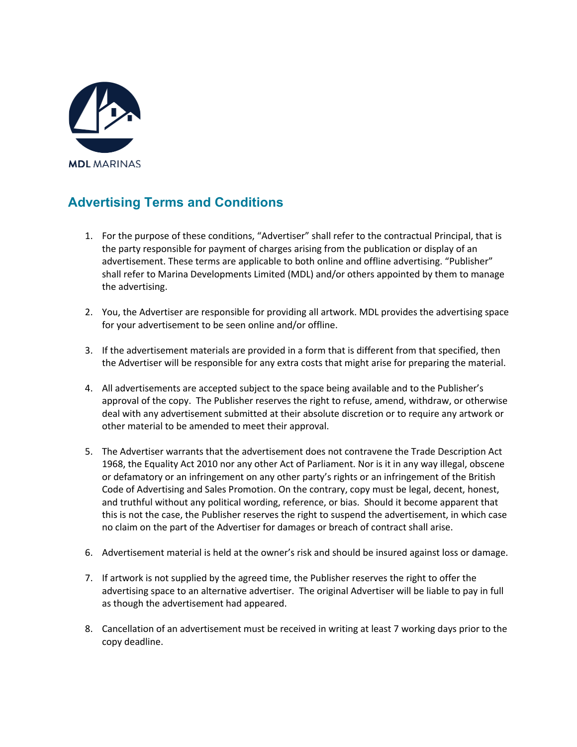MDL MARINAS

## Advertising Terms and Conditions

1. For the purpose of these conditions, "Advertiser" shall refer to the contractual Principal, that is the party responsible for payment of charges arising from the publication or display of an advertisement. These terms are applicable to both online and offline advertising. "Publisher" shall refer to Marina Developments Limited (MDL) and/or others appointed by them to manage the advertising.

2. You, the Advertiser are responsible for providing all artwork. MDL provides the advertising space for your advertisement to be seen online and/or offline.

3. If the advertisement materials are provided in a form that is different from that specified, then the Advertiser will be responsible for any extra costs that might arise for preparing the material.

4. All advertisements are accepted subject to the space being available and to the Publisher's approval of the copy. The Publisher reserves the right to refuse, amend, withdraw, or otherwise deal with any advertisement submitted at their absolute discretion or to require any artwork or other material to be amended to meet their approval.

5. The Advertiser warrants that the advertisement does not contravene the Trade Description Act 1968, the Equality Act 2010 nor any other Act of Parliament. Nor is it in any way illegal, obscene or defamatory or an infringement on any other party's rights or an infringement of the British Code of Advertising and Sales Promotion. On the contrary, copy must be legal, decent, honest, and truthful without any political wording, reference, or bias. Should it become apparent that this is not the case, the Publisher reserves the right to suspend the advertisement, in which case no claim on the part of the Advertiser for damages or breach of contract shall arise.

6. Advertisement material is held at the owner's risk and should be insured against loss or damage.

7. If artwork is not supplied by the agreed time, the Publisher reserves the right to offer the advertising space to an alternative advertiser. The original Advertiser will be liable to pay in full as though the advertisement had appeared.

8. Cancellation of an advertisement must be received in writing at least 7 working days prior to the copy deadline.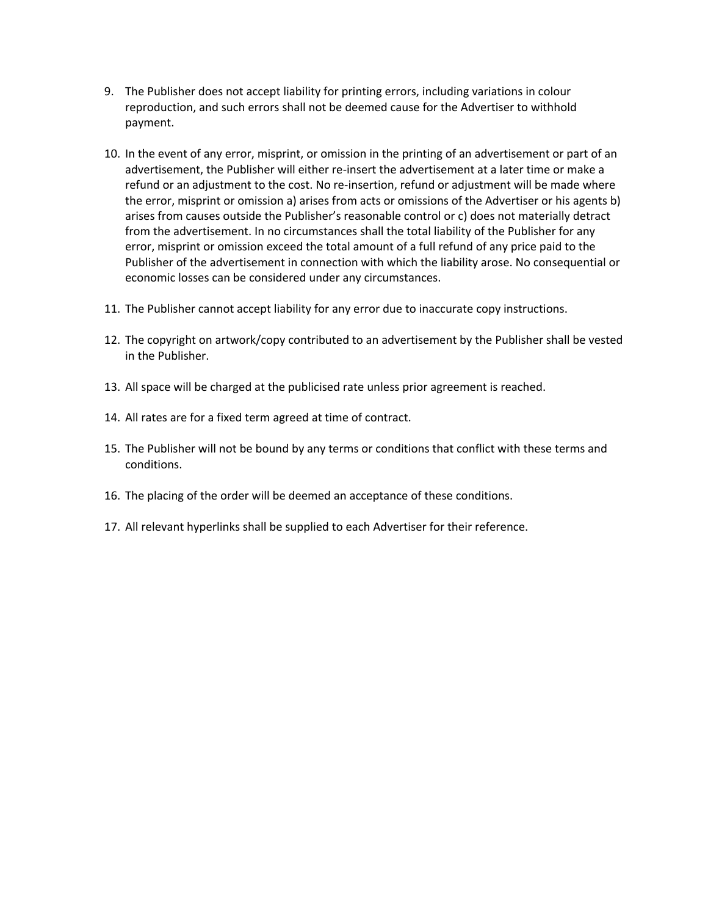9. The Publisher does not accept liability for printing errors, including variations in colour reproduction, and such errors shall not be deemed cause for the Advertiser to withhold payment.

10. In the event of any error, misprint, or omission in the printing of an advertisement or part of an advertisement, the Publisher will either re-insert the advertisement at a later time or make a refund or an adjustment to the cost. No re-insertion, refund or adjustment will be made where the error, misprint or omission a) arises from acts or omissions of the Advertiser or his agents b) arises from causes outside the Publisher's reasonable control or c) does not materially detract from the advertisement. In no circumstances shall the total liability of the Publisher for any error, misprint or omission exceed the total amount of a full refund of any price paid to the Publisher of the advertisement in connection with which the liability arose. No consequential or economic losses can be considered under any circumstances.

11. The Publisher cannot accept liability for any error due to inaccurate copy instructions.

12. The copyright on artwork/copy contributed to an advertisement by the Publisher shall be vested in the Publisher.

13. All space will be charged at the publicised rate unless prior agreement is reached.

14. All rates are for a fixed term agreed at time of contract.

15. The Publisher will not be bound by any terms or conditions that conflict with these terms and conditions.

16. The placing of the order will be deemed an acceptance of these conditions.

17. All relevant hyperlinks shall be supplied to each Advertiser for their reference.